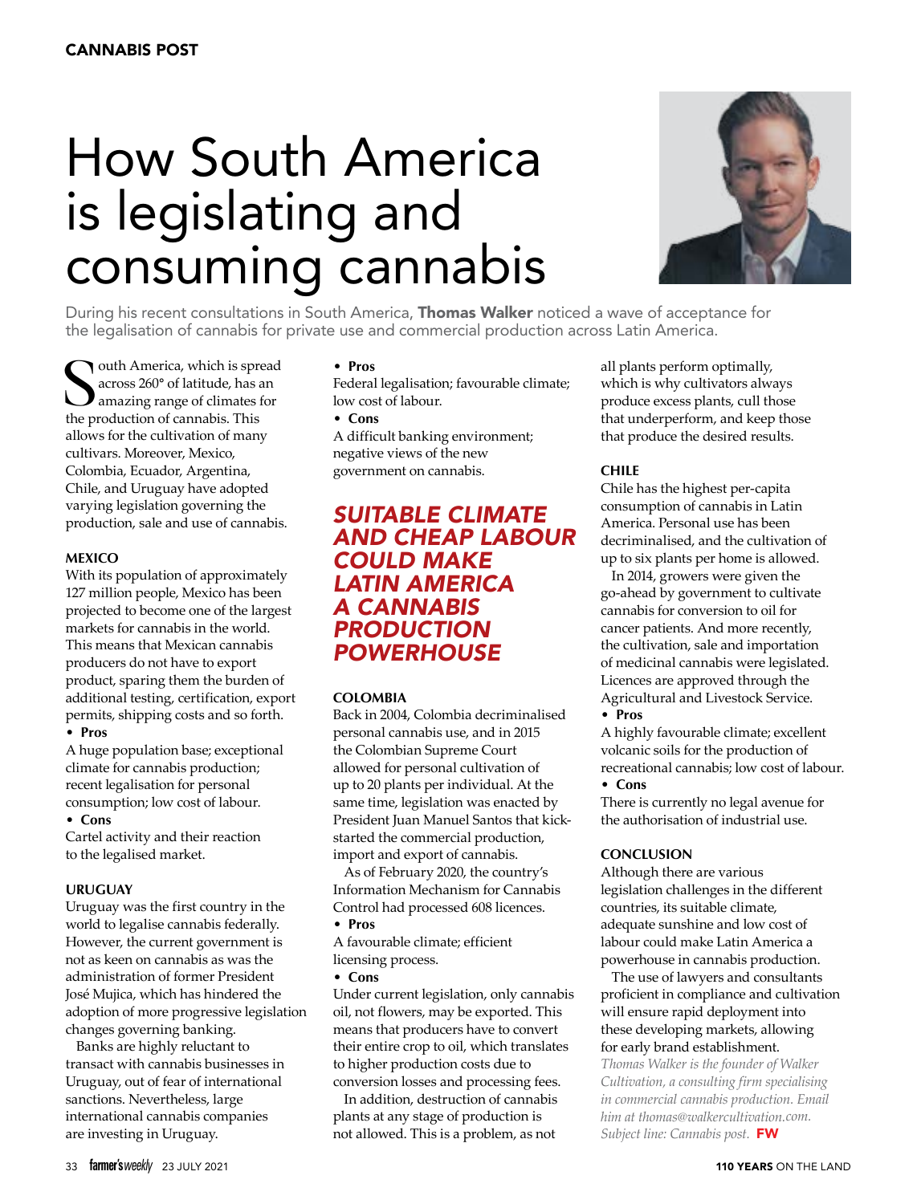# How South America is legislating and consuming cannabis

During his recent consultations in South America, **Thomas Walker** noticed a wave of acceptance for the legalisation of cannabis for private use and commercial production across Latin America.

South America, which is spread across 260° of latitude, has an amazing range of climates for the production of cannabis. This allows for the cultivation of many cultivars. Moreover, Mexico, Colombia, Ecuador, Argentina, Chile, and Uruguay have adopted varying legislation governing the production, sale and use of cannabis.

### MEXICO

With its population of approximately 127 million people, Mexico has been projected to become one of the largest markets for cannabis in the world. This means that Mexican cannabis producers do not have to export product, sparing them the burden of additional testing, certification, export permits, shipping costs and so forth.

- **Pros**

A huge population base; exceptional climate for cannabis production; recent legalisation for personal consumption; low cost of labour.

- **Cons**

Cartel activity and their reaction to the legalised market.

### URUGUAY

Uruguay was the first country in the world to legalise cannabis federally. However, the current government is not as keen on cannabis as was the administration of former President José Mujica, which has hindered the adoption of more progressive legislation changes governing banking.

Banks are highly reluctant to transact with cannabis businesses in Uruguay, out of fear of international sanctions. Nevertheless, large international cannabis companies are investing in Uruguay.

- **Pros**

Federal legalisation; favourable climate; low cost of labour.

- **Cons**

A difficult banking environment; negative views of the new government on cannabis.

## *SUITABLE CLIMATE AND CHEAP LABOUR COULD MAKE LATIN AMERICA A CANNABIS PRODUCTION POWERHOUSE*

### COLOMBIA

Back in 2004, Colombia decriminalised personal cannabis use, and in 2015 the Colombian Supreme Court allowed for personal cultivation of up to 20 plants per individual. At the same time, legislation was enacted by President Juan Manuel Santos that kick-started the commercial production, import and export of cannabis.

As of February 2020, the country's Information Mechanism for Cannabis Control had processed 608 licences.

- **Pros**

A favourable climate; efficient licensing process.

- **Cons**

Under current legislation, only cannabis oil, not flowers, may be exported. This means that producers have to convert their entire crop to oil, which translates to higher production costs due to conversion losses and processing fees.

In addition, destruction of cannabis plants at any stage of production is not allowed. This is a problem, as not all plants perform optimally, which is why cultivators always produce excess plants, cull those that underperform, and keep those that produce the desired results.

### CHILE

Chile has the highest per-capita consumption of cannabis in Latin America. Personal use has been decriminalised, and the cultivation of up to six plants per home is allowed.

In 2014, growers were given the go-ahead by government to cultivate cannabis for conversion to oil for cancer patients. And more recently, the cultivation, sale and importation of medicinal cannabis were legislated. Licences are approved through the Agricultural and Livestock Service.

- **Pros**

A highly favourable climate; excellent volcanic soils for the production of recreational cannabis; low cost of labour.

- **Cons**

There is currently no legal avenue for the authorisation of industrial use.

### CONCLUSION

Although there are various legislation challenges in the different countries, its suitable climate, adequate sunshine and low cost of labour could make Latin America a powerhouse in cannabis production.

The use of lawyers and consultants proficient in compliance and cultivation will ensure rapid deployment into these developing markets, allowing for early brand establishment.

*Thomas Walker is the founder of Walker Cultivation, a consulting firm specialising in commercial cannabis production. Email him at thomas@walkercultivation.com. Subject line: Cannabis post.* **FW**